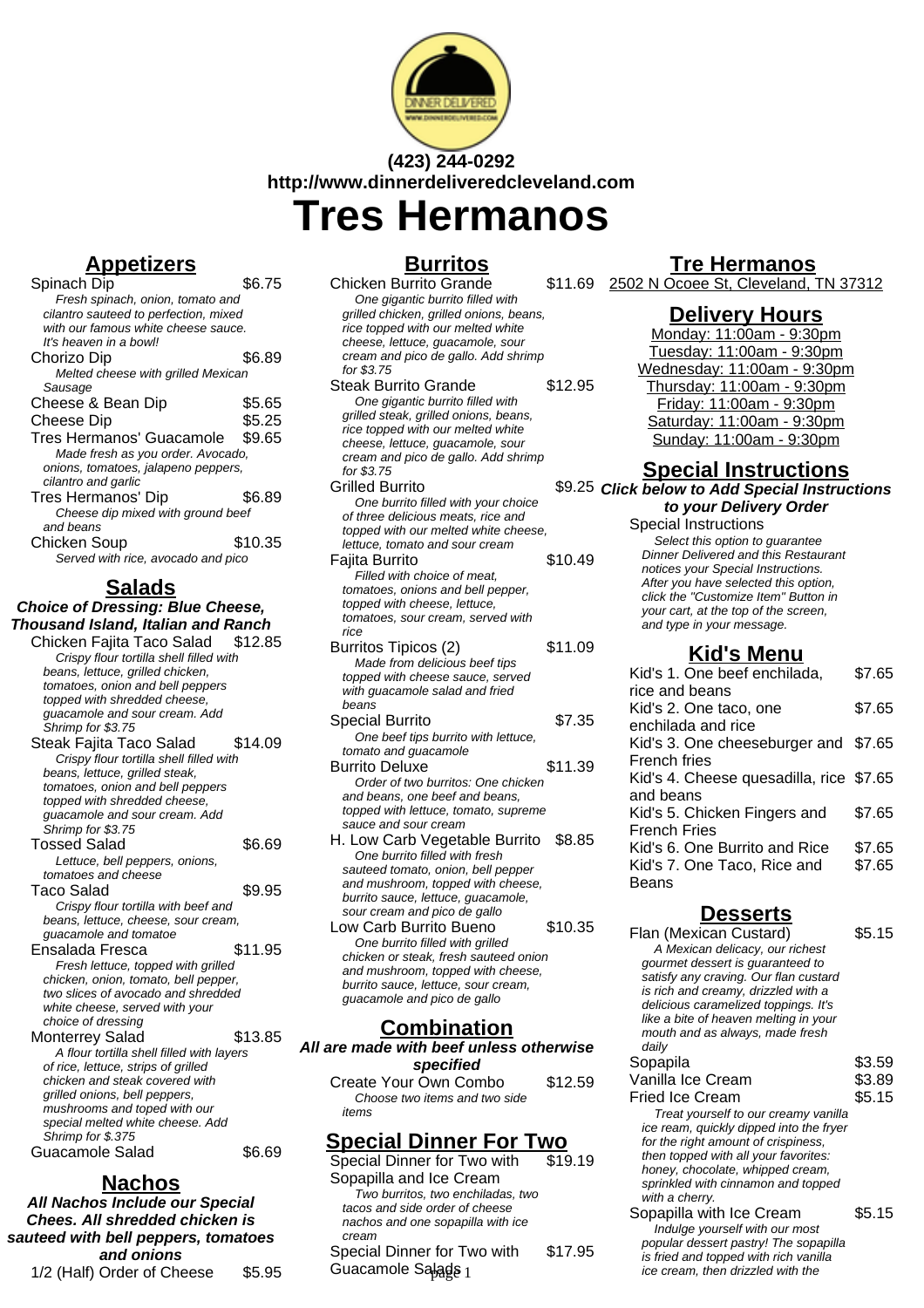**(423) 244-0292**
**http://www.dinnerdeliveredcleveland.com**

# Tres Hermanos

## Appetizers

Spinach Dip $6.75
*Fresh spinach, onion, tomato and cilantro sauteed to perfection, mixed with our famous white cheese sauce. It's heaven in a bowl!*

Chorizo Dip $6.89
*Melted cheese with grilled Mexican Sausage*

Cheese & Bean Dip $5.65

Cheese Dip $5.25

Tres Hermanos' Guacamole $9.65
*Made fresh as you order. Avocado, onions, tomatoes, jalapeno peppers, cilantro and garlic*

Tres Hermanos' Dip $6.89
*Cheese dip mixed with ground beef and beans*

Chicken Soup $10.35
*Served with rice, avocado and pico*

## Salads

**Choice of Dressing: Blue Cheese, Thousand Island, Italian and Ranch**

Chicken Fajita Taco Salad $12.85
*Crispy flour tortilla shell filled with beans, lettuce, grilled chicken, tomatoes, onion and bell peppers topped with shredded cheese, guacamole and sour cream. Add Shrimp for $3.75*

Steak Fajita Taco Salad $14.09
*Crispy flour tortilla shell filled with beans, lettuce, grilled steak, tomatoes, onion and bell peppers topped with shredded cheese, guacamole and sour cream. Add Shrimp for $3.75*

Tossed Salad $6.69
*Lettuce, bell peppers, onions, tomatoes and cheese*

Taco Salad $9.95
*Crispy flour tortilla with beef and beans, lettuce, cheese, sour cream, guacamole and tomatoe*

Ensalada Fresca $11.95
*Fresh lettuce, topped with grilled chicken, onion, tomato, bell pepper, two slices of avocado and shredded white cheese, served with your choice of dressing*

Monterrey Salad $13.85
*A flour tortilla shell filled with layers of rice, lettuce, strips of grilled chicken and steak covered with grilled onions, bell peppers, mushrooms and toped with our special melted white cheese. Add Shrimp for $.375*

Guacamole Salad $6.69

## Nachos

**All Nachos Include our Special Chees. All shredded chicken is sauteed with bell peppers, tomatoes and onions**

1/2 (Half) Order of Cheese $5.95

## Burritos

Chicken Burrito Grande $11.69
*One gigantic burrito filled with grilled chicken, grilled onions, beans, rice topped with our melted white cheese, lettuce, guacamole, sour cream and pico de gallo. Add shrimp for $3.75*

Steak Burrito Grande $12.95
*One gigantic burrito filled with grilled steak, grilled onions, beans, rice topped with our melted white cheese, lettuce, guacamole, sour cream and pico de gallo. Add shrimp for $3.75*

Grilled Burrito $9.25
*One burrito filled with your choice of three delicious meats, rice and topped with our melted white cheese, lettuce, tomato and sour cream*

Fajita Burrito $10.49
*Filled with choice of meat, tomatoes, onions and bell pepper, topped with cheese, lettuce, tomatoes, sour cream, served with rice*

Burritos Tipicos (2) $11.09
*Made from delicious beef tips topped with cheese sauce, served with guacamole salad and fried beans*

Special Burrito $7.35
*One beef tips burrito with lettuce, tomato and guacamole*

Burrito Deluxe $11.39
*Order of two burritos: One chicken and beans, one beef and beans, topped with lettuce, tomato, supreme sauce and sour cream*

H. Low Carb Vegetable Burrito $8.85
*One burrito filled with fresh sauteed tomato, onion, bell pepper and mushroom, topped with cheese, burrito sauce, lettuce, guacamole, sour cream and pico de gallo*

Low Carb Burrito Bueno $10.35
*One burrito filled with grilled chicken or steak, fresh sauteed onion and mushroom, topped with cheese, burrito sauce, lettuce, sour cream, guacamole and pico de gallo*

## Combination

**All are made with beef unless otherwise specified**

Create Your Own Combo $12.59
*Choose two items and two side items*

## Special Dinner For Two

Special Dinner for Two with Sopapilla and Ice Cream $19.19
*Two burritos, two enchiladas, two tacos and side order of cheese nachos and one sopapilla with ice cream*

Special Dinner for Two with Guacamole Salads $17.95

## Tre Hermanos

2502 N Ocoee St, Cleveland, TN 37312

## Delivery Hours

Monday: 11:00am - 9:30pm
Tuesday: 11:00am - 9:30pm
Wednesday: 11:00am - 9:30pm
Thursday: 11:00am - 9:30pm
Friday: 11:00am - 9:30pm
Saturday: 11:00am - 9:30pm
Sunday: 11:00am - 9:30pm

## Special Instructions

***Click below to Add Special Instructions to your Delivery Order***

Special Instructions
*Select this option to guarantee Dinner Delivered and this Restaurant notices your Special Instructions. After you have selected this option, click the "Customize Item" Button in your cart, at the top of the screen, and type in your message.*

## Kid's Menu

Kid's 1. One beef enchilada, rice and beans $7.65

Kid's 2. One taco, one enchilada and rice $7.65

Kid's 3. One cheeseburger and French fries $7.65

Kid's 4. Cheese quesadilla, rice and beans $7.65

Kid's 5. Chicken Fingers and French Fries $7.65

Kid's 6. One Burrito and Rice $7.65

Kid's 7. One Taco, Rice and Beans $7.65

## Desserts

Flan (Mexican Custard) $5.15
*A Mexican delicacy, our richest gourmet dessert is guaranteed to satisfy any craving. Our flan custard is rich and creamy, drizzled with a delicious caramelized toppings. It's like a bite of heaven melting in your mouth and as always, made fresh daily*

Sopapila $3.59

Vanilla Ice Cream $3.89

Fried Ice Cream $5.15
*Treat yourself to our creamy vanilla ice ream, quickly dipped into the fryer for the right amount of crispiness, then topped with all your favorites: honey, chocolate, whipped cream, sprinkled with cinnamon and topped with a cherry.*

Sopapilla with Ice Cream $5.15
*Indulge yourself with our most popular dessert pastry! The sopapilla is fried and topped with rich vanilla ice cream, then drizzled with the*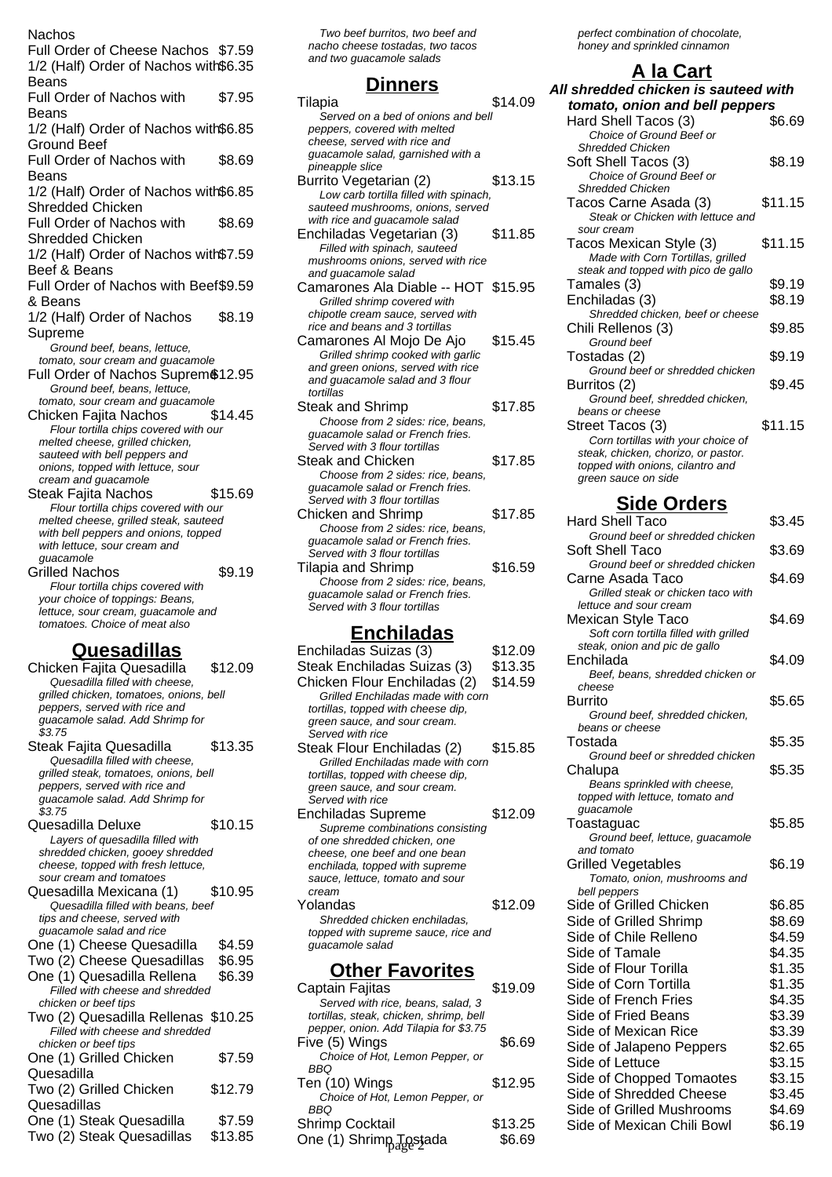Nachos

Full Order of Cheese Nachos $7.59

1/2 (Half) Order of Nachos with Beans $6.35

Full Order of Nachos with Beans $7.95

1/2 (Half) Order of Nachos with Ground Beef $6.85

Full Order of Nachos with Beans $8.69

1/2 (Half) Order of Nachos with Shredded Chicken $6.85

Full Order of Nachos with Shredded Chicken $8.69

1/2 (Half) Order of Nachos with Beef & Beans $7.59

Full Order of Nachos with Beef & Beans $9.59

1/2 (Half) Order of Nachos Supreme $8.19
*Ground beef, beans, lettuce, tomato, sour cream and guacamole*

Full Order of Nachos Supreme $12.95
*Ground beef, beans, lettuce, tomato, sour cream and guacamole*

Chicken Fajita Nachos $14.45
*Flour tortilla chips covered with our melted cheese, grilled chicken, sauteed with bell peppers and onions, topped with lettuce, sour cream and guacamole*

Steak Fajita Nachos $15.69
*Flour tortilla chips covered with our melted cheese, grilled steak, sauteed with bell peppers and onions, topped with lettuce, sour cream and guacamole*

Grilled Nachos $9.19
*Flour tortilla chips covered with your choice of toppings: Beans, lettuce, sour cream, guacamole and tomatoes. Choice of meat also*

## Quesadillas

Chicken Fajita Quesadilla $12.09
*Quesadilla filled with cheese, grilled chicken, tomatoes, onions, bell peppers, served with rice and guacamole salad. Add Shrimp for $3.75*

Steak Fajita Quesadilla $13.35
*Quesadilla filled with cheese, grilled steak, tomatoes, onions, bell peppers, served with rice and guacamole salad. Add Shrimp for $3.75*

Quesadilla Deluxe $10.15
*Layers of quesadilla filled with shredded chicken, gooey shredded cheese, topped with fresh lettuce, sour cream and tomatoes*

Quesadilla Mexicana (1) $10.95
*Quesadilla filled with beans, beef tips and cheese, served with guacamole salad and rice*

One (1) Cheese Quesadilla $4.59

Two (2) Cheese Quesadillas $6.95

One (1) Quesadilla Rellena $6.39
*Filled with cheese and shredded chicken or beef tips*

Two (2) Quesadilla Rellenas $10.25
*Filled with cheese and shredded chicken or beef tips*

One (1) Grilled Chicken Quesadilla $7.59

Two (2) Grilled Chicken Quesadillas $12.79

One (1) Steak Quesadilla $7.59

Two (2) Steak Quesadillas $13.85

*Two beef burritos, two beef and nacho cheese tostadas, two tacos and two guacamole salads*

## Dinners

Tilapia $14.09
*Served on a bed of onions and bell peppers, covered with melted cheese, served with rice and guacamole salad, garnished with a pineapple slice*

Burrito Vegetarian (2) $13.15
*Low carb tortilla filled with spinach, sauteed mushrooms, onions, served with rice and guacamole salad*

Enchiladas Vegetarian (3) $11.85
*Filled with spinach, sauteed mushrooms onions, served with rice and guacamole salad*

Camarones Ala Diable -- HOT $15.95
*Grilled shrimp covered with chipotle cream sauce, served with rice and beans and 3 tortillas*

Camarones Al Mojo De Ajo $15.45
*Grilled shrimp cooked with garlic and green onions, served with rice and guacamole salad and 3 flour tortillas*

Steak and Shrimp $17.85
*Choose from 2 sides: rice, beans, guacamole salad or French fries. Served with 3 flour tortillas*

Steak and Chicken $17.85
*Choose from 2 sides: rice, beans, guacamole salad or French fries. Served with 3 flour tortillas*

Chicken and Shrimp $17.85
*Choose from 2 sides: rice, beans, guacamole salad or French fries. Served with 3 flour tortillas*

Tilapia and Shrimp $16.59
*Choose from 2 sides: rice, beans, guacamole salad or French fries. Served with 3 flour tortillas*

## Enchiladas

Enchiladas Suizas (3) $12.09

Steak Enchiladas Suizas (3) $13.35

Chicken Flour Enchiladas (2) $14.59
*Grilled Enchiladas made with corn tortillas, topped with cheese dip, green sauce, and sour cream. Served with rice*

Steak Flour Enchiladas (2) $15.85
*Grilled Enchiladas made with corn tortillas, topped with cheese dip, green sauce, and sour cream. Served with rice*

Enchiladas Supreme $12.09
*Supreme combinations consisting of one shredded chicken, one cheese, one beef and one bean enchilada, topped with supreme sauce, lettuce, tomato and sour cream*

Yolandas $12.09
*Shredded chicken enchiladas, topped with supreme sauce, rice and guacamole salad*

## Other Favorites

Captain Fajitas $19.09
*Served with rice, beans, salad, 3 tortillas, steak, chicken, shrimp, bell pepper, onion. Add Tilapia for $3.75*

Five (5) Wings $6.69
*Choice of Hot, Lemon Pepper, or BBQ*

Ten (10) Wings $12.95
*Choice of Hot, Lemon Pepper, or BBQ*

Shrimp Cocktail $13.25

One (1) Shrimp Tostada $6.69

*perfect combination of chocolate, honey and sprinkled cinnamon*

## A la Cart

***All shredded chicken is sauteed with tomato, onion and bell peppers***

Hard Shell Tacos (3) $6.69
*Choice of Ground Beef or Shredded Chicken*

Soft Shell Tacos (3) $8.19
*Choice of Ground Beef or Shredded Chicken*

Tacos Carne Asada (3) $11.15
*Steak or Chicken with lettuce and sour cream*

Tacos Mexican Style (3) $11.15
*Made with Corn Tortillas, grilled steak and topped with pico de gallo*

Tamales (3) $9.19

Enchiladas (3) $8.19
*Shredded chicken, beef or cheese*

Chili Rellenos (3) $9.85
*Ground beef*

Tostadas (2) $9.19
*Ground beef or shredded chicken*

Burritos (2) $9.45
*Ground beef, shredded chicken, beans or cheese*

Street Tacos (3) $11.15
*Corn tortillas with your choice of steak, chicken, chorizo, or pastor. topped with onions, cilantro and green sauce on side*

## Side Orders

Hard Shell Taco $3.45
*Ground beef or shredded chicken*

Soft Shell Taco $3.69
*Ground beef or shredded chicken*

Carne Asada Taco $4.69
*Grilled steak or chicken taco with lettuce and sour cream*

Mexican Style Taco $4.69
*Soft corn tortilla filled with grilled steak, onion and pic de gallo*

Enchilada $4.09
*Beef, beans, shredded chicken or cheese*

Burrito $5.65
*Ground beef, shredded chicken, beans or cheese*

Tostada $5.35
*Ground beef or shredded chicken*

Chalupa $5.35
*Beans sprinkled with cheese, topped with lettuce, tomato and guacamole*

Toastaguac $5.85
*Ground beef, lettuce, guacamole and tomato*

Grilled Vegetables $6.19
*Tomato, onion, mushrooms and bell peppers*

Side of Grilled Chicken $6.85

Side of Grilled Shrimp $8.69

Side of Chile Relleno $4.59

Side of Tamale $4.35

Side of Flour Torilla $1.35

Side of Corn Tortilla $1.35

Side of French Fries $4.35

Side of Fried Beans $3.39

Side of Mexican Rice $3.39

Side of Jalapeno Peppers $2.65

Side of Lettuce $3.15

Side of Chopped Tomaotes $3.15

Side of Shredded Cheese $3.45

Side of Grilled Mushrooms $4.69

Side of Mexican Chili Bowl $6.19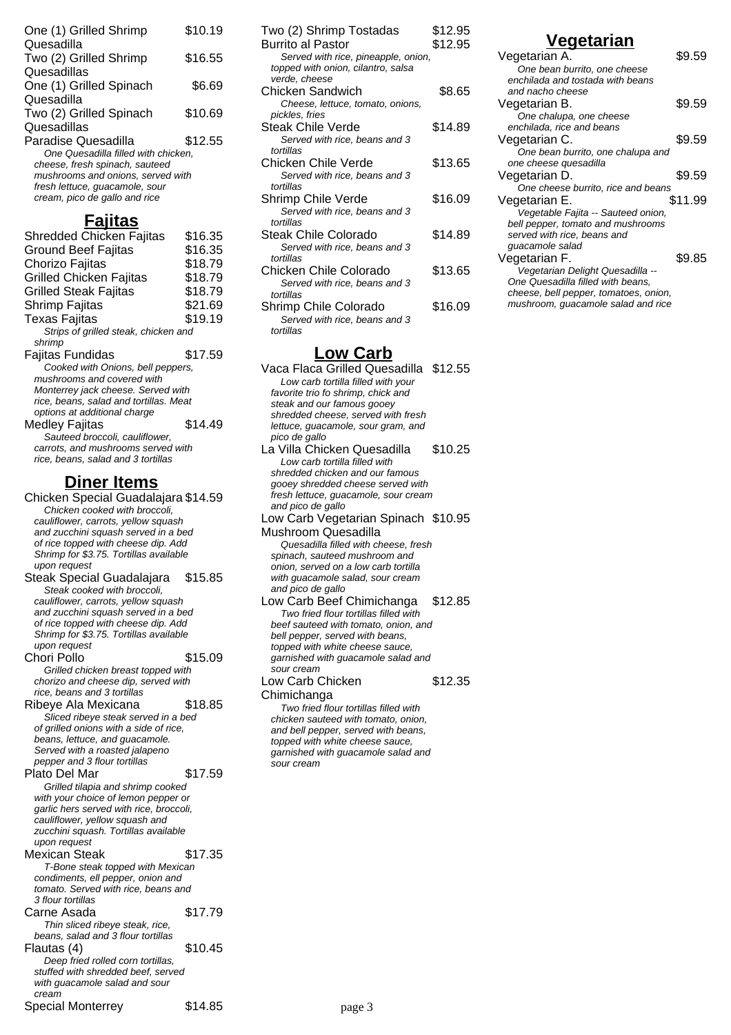One (1) Grilled Shrimp Quesadilla $10.19

Two (2) Grilled Shrimp Quesadillas $16.55

One (1) Grilled Spinach Quesadilla $6.69

Two (2) Grilled Spinach Quesadillas $10.69

Paradise Quesadilla $12.55
*One Quesadilla filled with chicken, cheese, fresh spinach, sauteed mushrooms and onions, served with fresh lettuce, guacamole, sour cream, pico de gallo and rice*

## Fajitas

Shredded Chicken Fajitas $16.35

Ground Beef Fajitas $16.35

Chorizo Fajitas $18.79

Grilled Chicken Fajitas $18.79

Grilled Steak Fajitas $18.79

Shrimp Fajitas $21.69

Texas Fajitas $19.19
*Strips of grilled steak, chicken and shrimp*

Fajitas Fundidas $17.59
*Cooked with Onions, bell peppers, mushrooms and covered with Monterrey jack cheese. Served with rice, beans, salad and tortillas. Meat options at additional charge*

Medley Fajitas $14.49
*Sauteed broccoli, cauliflower, carrots, and mushrooms served with rice, beans, salad and 3 tortillas*

## Diner Items

Chicken Special Guadalajara $14.59
*Chicken cooked with broccoli, cauliflower, carrots, yellow squash and zucchini squash served in a bed of rice topped with cheese dip. Add Shrimp for $3.75. Tortillas available upon request*

Steak Special Guadalajara $15.85
*Steak cooked with broccoli, cauliflower, carrots, yellow squash and zucchini squash served in a bed of rice topped with cheese dip. Add Shrimp for $3.75. Tortillas available upon request*

Chori Pollo $15.09
*Grilled chicken breast topped with chorizo and cheese dip, served with rice, beans and 3 tortillas*

Ribeye Ala Mexicana $18.85
*Sliced ribeye steak served in a bed of grilled onions with a side of rice, beans, lettuce, and guacamole. Served with a roasted jalapeno pepper and 3 flour tortillas*

Plato Del Mar $17.59
*Grilled tilapia and shrimp cooked with your choice of lemon pepper or garlic hers served with rice, broccoli, cauliflower, yellow squash and zucchini squash. Tortillas available upon request*

Mexican Steak $17.35
*T-Bone steak topped with Mexican condiments, ell pepper, onion and tomato. Served with rice, beans and 3 flour tortillas*

Carne Asada $17.79
*Thin sliced ribeye steak, rice, beans, salad and 3 flour tortillas*

Flautas (4) $10.45
*Deep fried rolled corn tortillas, stuffed with shredded beef, served with guacamole salad and sour cream*

Special Monterrey $14.85

Two (2) Shrimp Tostadas $12.95

Burrito al Pastor $12.95
*Served with rice, pineapple, onion, topped with onion, cilantro, salsa verde, cheese*

Chicken Sandwich $8.65
*Cheese, lettuce, tomato, onions, pickles, fries*

Steak Chile Verde $14.89
*Served with rice, beans and 3 tortillas*

Chicken Chile Verde $13.65
*Served with rice, beans and 3 tortillas*

Shrimp Chile Verde $16.09
*Served with rice, beans and 3 tortillas*

Steak Chile Colorado $14.89
*Served with rice, beans and 3 tortillas*

Chicken Chile Colorado $13.65
*Served with rice, beans and 3 tortillas*

Shrimp Chile Colorado $16.09
*Served with rice, beans and 3 tortillas*

## Low Carb

Vaca Flaca Grilled Quesadilla $12.55
*Low carb tortilla filled with your favorite trio fo shrimp, chick and steak and our famous gooey shredded cheese, served with fresh lettuce, guacamole, sour gram, and pico de gallo*

La Villa Chicken Quesadilla $10.25
*Low carb tortilla filled with shredded chicken and our famous gooey shredded cheese served with fresh lettuce, guacamole, sour cream and pico de gallo*

Low Carb Vegetarian Spinach Mushroom Quesadilla $10.95
*Quesadilla filled with cheese, fresh spinach, sauteed mushroom and onion, served on a low carb tortilla with guacamole salad, sour cream and pico de gallo*

Low Carb Beef Chimichanga $12.85
*Two fried flour tortillas filled with beef sauteed with tomato, onion, and bell pepper, served with beans, topped with white cheese sauce, garnished with guacamole salad and sour cream*

Low Carb Chicken Chimichanga $12.35
*Two fried flour tortillas filled with chicken sauteed with tomato, onion, and bell pepper, served with beans, topped with white cheese sauce, garnished with guacamole salad and sour cream*

## Vegetarian

Vegetarian A. $9.59
*One bean burrito, one cheese enchilada and tostada with beans and nacho cheese*

Vegetarian B. $9.59
*One chalupa, one cheese enchilada, rice and beans*

Vegetarian C. $9.59
*One bean burrito, one chalupa and one cheese quesadilla*

Vegetarian D. $9.59
*One cheese burrito, rice and beans*

Vegetarian E. $11.99
*Vegetable Fajita -- Sauteed onion, bell pepper, tomato and mushrooms served with rice, beans and guacamole salad*

Vegetarian F. $9.85
*Vegetarian Delight Quesadilla -- One Quesadilla filled with beans, cheese, bell pepper, tomatoes, onion, mushroom, guacamole salad and rice*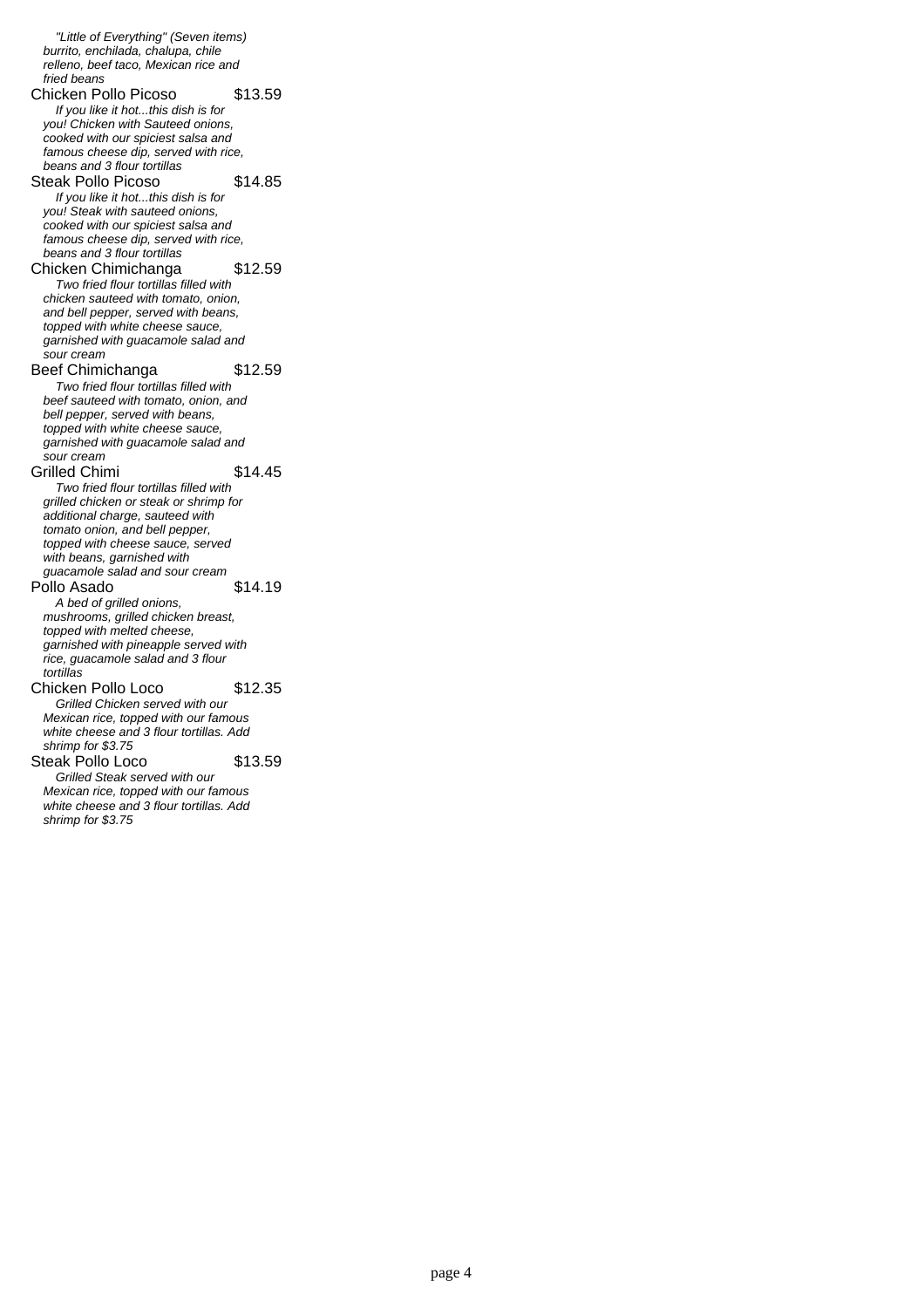*"Little of Everything" (Seven items) burrito, enchilada, chalupa, chile relleno, beef taco, Mexican rice and fried beans*

**Chicken Pollo Picoso** $13.59

*If you like it hot...this dish is for you! Chicken with Sauteed onions, cooked with our spiciest salsa and famous cheese dip, served with rice, beans and 3 flour tortillas*

**Steak Pollo Picoso** $14.85

*If you like it hot...this dish is for you! Steak with sauteed onions, cooked with our spiciest salsa and famous cheese dip, served with rice, beans and 3 flour tortillas*

**Chicken Chimichanga** $12.59

*Two fried flour tortillas filled with chicken sauteed with tomato, onion, and bell pepper, served with beans, topped with white cheese sauce, garnished with guacamole salad and sour cream*

**Beef Chimichanga** $12.59

*Two fried flour tortillas filled with beef sauteed with tomato, onion, and bell pepper, served with beans, topped with white cheese sauce, garnished with guacamole salad and sour cream*

**Grilled Chimi** $14.45

*Two fried flour tortillas filled with grilled chicken or steak or shrimp for additional charge, sauteed with tomato onion, and bell pepper, topped with cheese sauce, served with beans, garnished with guacamole salad and sour cream*

**Pollo Asado** $14.19

*A bed of grilled onions, mushrooms, grilled chicken breast, topped with melted cheese, garnished with pineapple served with rice, guacamole salad and 3 flour tortillas*

**Chicken Pollo Loco** $12.35

*Grilled Chicken served with our Mexican rice, topped with our famous white cheese and 3 flour tortillas. Add shrimp for $3.75*

**Steak Pollo Loco** $13.59

*Grilled Steak served with our Mexican rice, topped with our famous white cheese and 3 flour tortillas. Add shrimp for $3.75*